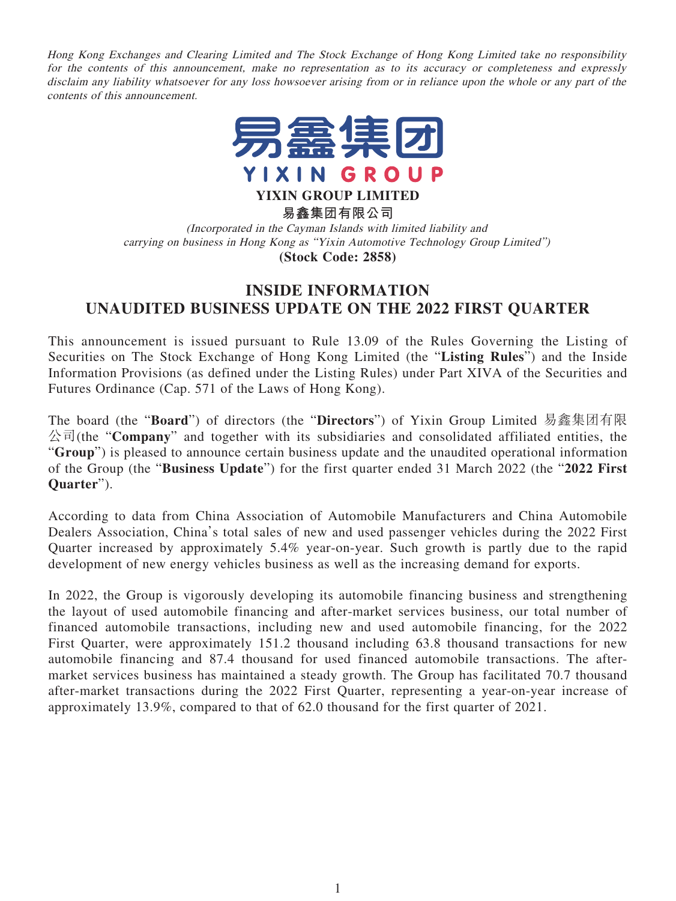*Hong Kong Exchanges and Clearing Limited and The Stock Exchange of Hong Kong Limited take no responsibility for the contents of this announcement, make no representation as to its accuracy or completeness and expressly disclaim any liability whatsoever for any loss howsoever arising from or in reliance upon the whole or any part of the contents of this announcement.*

易鑫集团
YIXIN GROUP

**YIXIN GROUP LIMITED**
**易鑫集团有限公司**
*(Incorporated in the Cayman Islands with limited liability and carrying on business in Hong Kong as "Yixin Automotive Technology Group Limited")*
**(Stock Code: 2858)**

# INSIDE INFORMATION
# UNAUDITED BUSINESS UPDATE ON THE 2022 FIRST QUARTER

This announcement is issued pursuant to Rule 13.09 of the Rules Governing the Listing of Securities on The Stock Exchange of Hong Kong Limited (the "**Listing Rules**") and the Inside Information Provisions (as defined under the Listing Rules) under Part XIVA of the Securities and Futures Ordinance (Cap. 571 of the Laws of Hong Kong).

The board (the "**Board**") of directors (the "**Directors**") of Yixin Group Limited 易鑫集团有限公司(the "**Company**" and together with its subsidiaries and consolidated affiliated entities, the "**Group**") is pleased to announce certain business update and the unaudited operational information of the Group (the "**Business Update**") for the first quarter ended 31 March 2022 (the "**2022 First Quarter**").

According to data from China Association of Automobile Manufacturers and China Automobile Dealers Association, China's total sales of new and used passenger vehicles during the 2022 First Quarter increased by approximately 5.4% year-on-year. Such growth is partly due to the rapid development of new energy vehicles business as well as the increasing demand for exports.

In 2022, the Group is vigorously developing its automobile financing business and strengthening the layout of used automobile financing and after-market services business, our total number of financed automobile transactions, including new and used automobile financing, for the 2022 First Quarter, were approximately 151.2 thousand including 63.8 thousand transactions for new automobile financing and 87.4 thousand for used financed automobile transactions. The after-market services business has maintained a steady growth. The Group has facilitated 70.7 thousand after-market transactions during the 2022 First Quarter, representing a year-on-year increase of approximately 13.9%, compared to that of 62.0 thousand for the first quarter of 2021.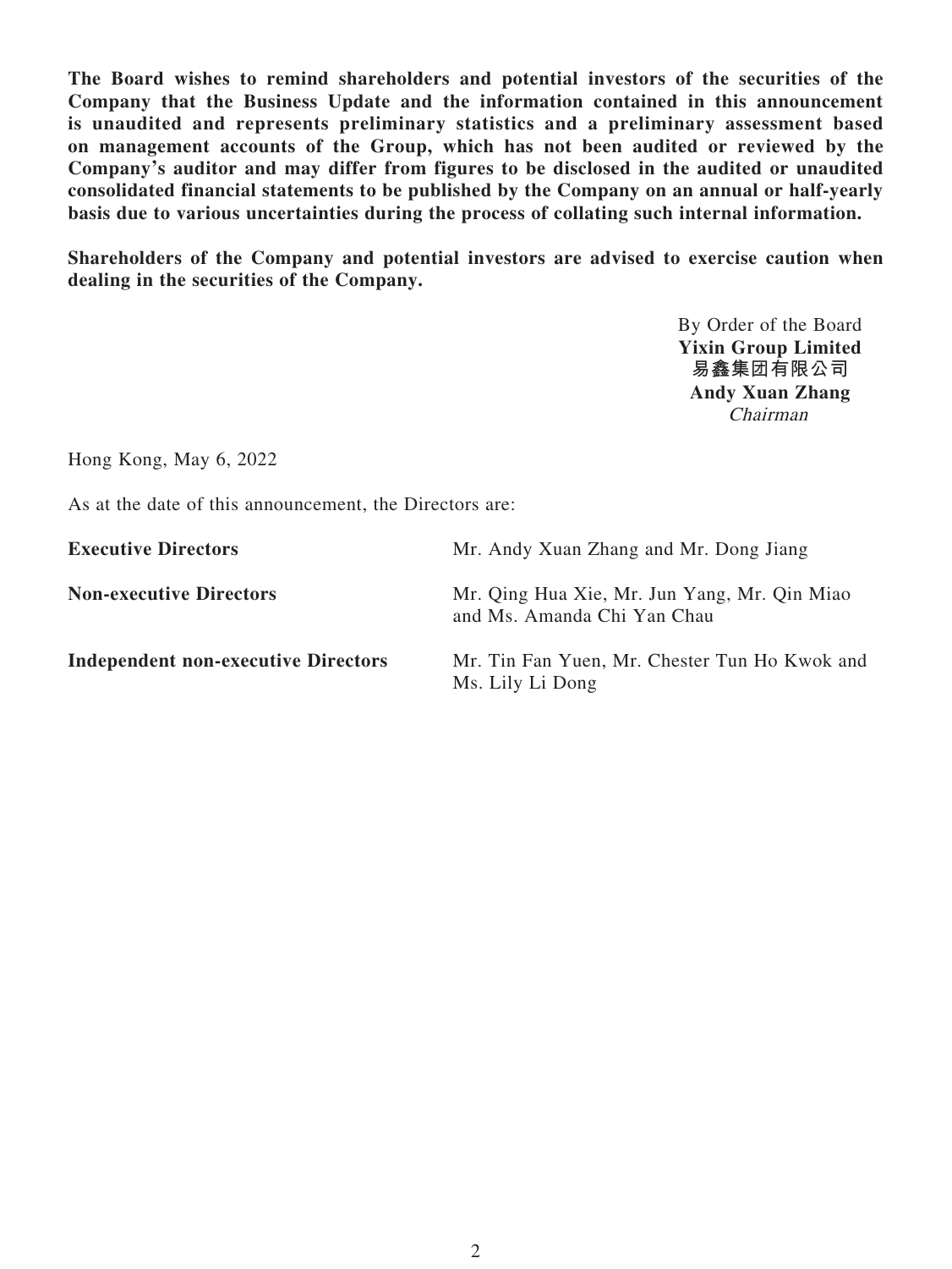**The Board wishes to remind shareholders and potential investors of the securities of the Company that the Business Update and the information contained in this announcement is unaudited and represents preliminary statistics and a preliminary assessment based on management accounts of the Group, which has not been audited or reviewed by the Company's auditor and may differ from figures to be disclosed in the audited or unaudited consolidated financial statements to be published by the Company on an annual or half-yearly basis due to various uncertainties during the process of collating such internal information.**

**Shareholders of the Company and potential investors are advised to exercise caution when dealing in the securities of the Company.**

By Order of the Board
**Yixin Group Limited**
**易鑫集团有限公司**
**Andy Xuan Zhang**
*Chairman*

Hong Kong, May 6, 2022

As at the date of this announcement, the Directors are:

| | |
|---|---|
| **Executive Directors** | Mr. Andy Xuan Zhang and Mr. Dong Jiang |
| **Non-executive Directors** | Mr. Qing Hua Xie, Mr. Jun Yang, Mr. Qin Miao and Ms. Amanda Chi Yan Chau |
| **Independent non-executive Directors** | Mr. Tin Fan Yuen, Mr. Chester Tun Ho Kwok and Ms. Lily Li Dong |